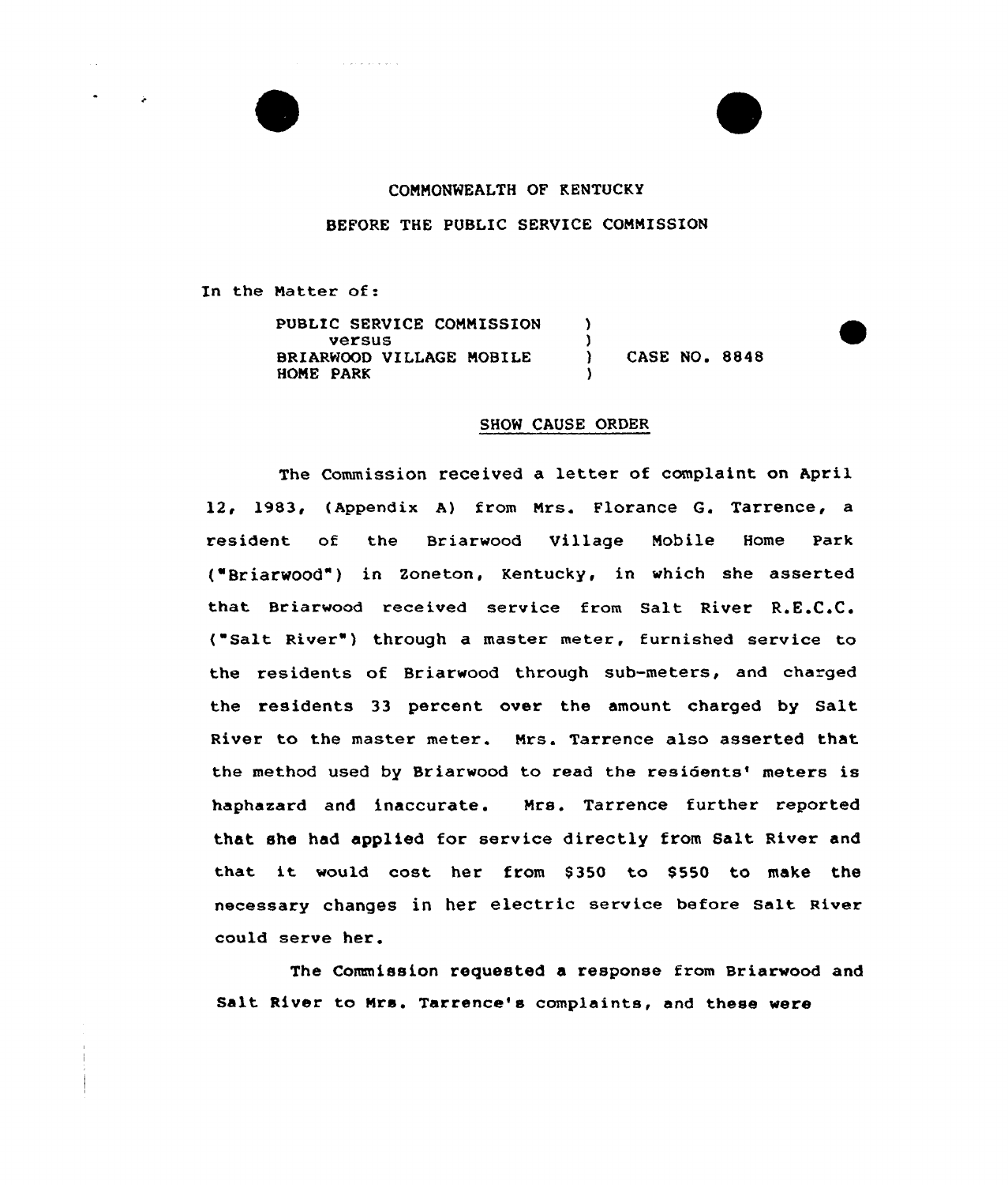COMMONWEALTH OF KENTUCKY

BEFORE THE PUBLIC SERVICE COMMISSION

In the Matter of:

| | | |
|---|---|---|
| PUBLIC SERVICE COMMISSION versus BRIARWOOD VILLAGE MOBILE HOME PARK | ) ) ) ) | CASE NO. 8848 |

## SHOW CAUSE ORDER

The Commission received a letter of complaint on April 12, 1983, (Appendix A) from Mrs. Florance G. Tarrence, a resident of the Briarwood Village Mobile Home Park ("Briarwood") in Zoneton, Kentucky, in which she asserted that Briarwood received service from Salt River R.E.C.C. ("Salt River") through a master meter, furnished service to the residents of Briarwood through sub-meters, and charged the residents 33 percent over the amount charged by Salt River to the master meter. Mrs. Tarrence also asserted that the method used by Briarwood to read the residents' meters is haphazard and inaccurate. Mrs. Tarrence further reported that she had applied for service directly from Salt River and that it would cost her from $350 to $550 to make the necessary changes in her electric service before Salt River could serve her.

The Commission requested a response from Briarwood and Salt River to Mrs. Tarrence's complaints, and these were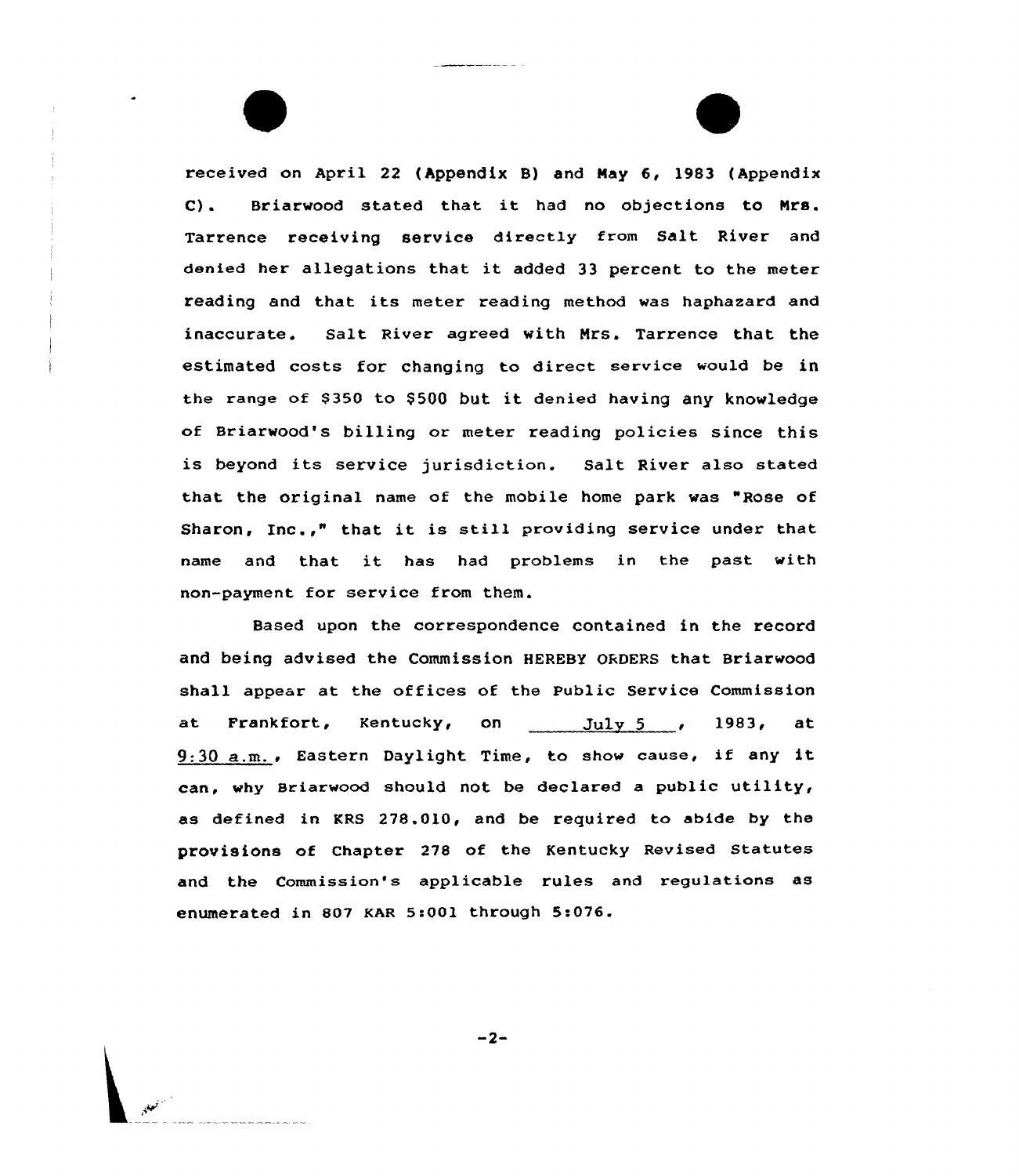received on April 22 (Appendix B) and May 6, 1983 (Appendix C). Briarwood stated that it had no objections to Mrs. Tarrence receiving service directly from Salt River and denied her allegations that it added 33 percent to the meter reading and that its meter reading method was haphazard and inaccurate. Salt River agreed with Mrs. Tarrence that the estimated costs for changing to direct service would be in the range of $350 to $500 but it denied having any knowledge of Briarwood's billing or meter reading policies since this is beyond its service jurisdiction. Salt River also stated that the original name of the mobile home park was "Rose of Sharon, Inc.," that it is still providing service under that name and that it has had problems in the past with non-payment for service from them.

Based upon the correspondence contained in the record and being advised the Commission HEREBY ORDERS that Briarwood shall appear at the offices of the Public Service Commission at Frankfort, Kentucky, on July 5, 1983, at 9:30 a.m., Eastern Daylight Time, to show cause, if any it can, why Briarwood should not be declared a public utility, as defined in KRS 278.010, and be required to abide by the provisions of Chapter 278 of the Kentucky Revised Statutes and the Commission's applicable rules and regulations as enumerated in 807 KAR 5:001 through 5:076.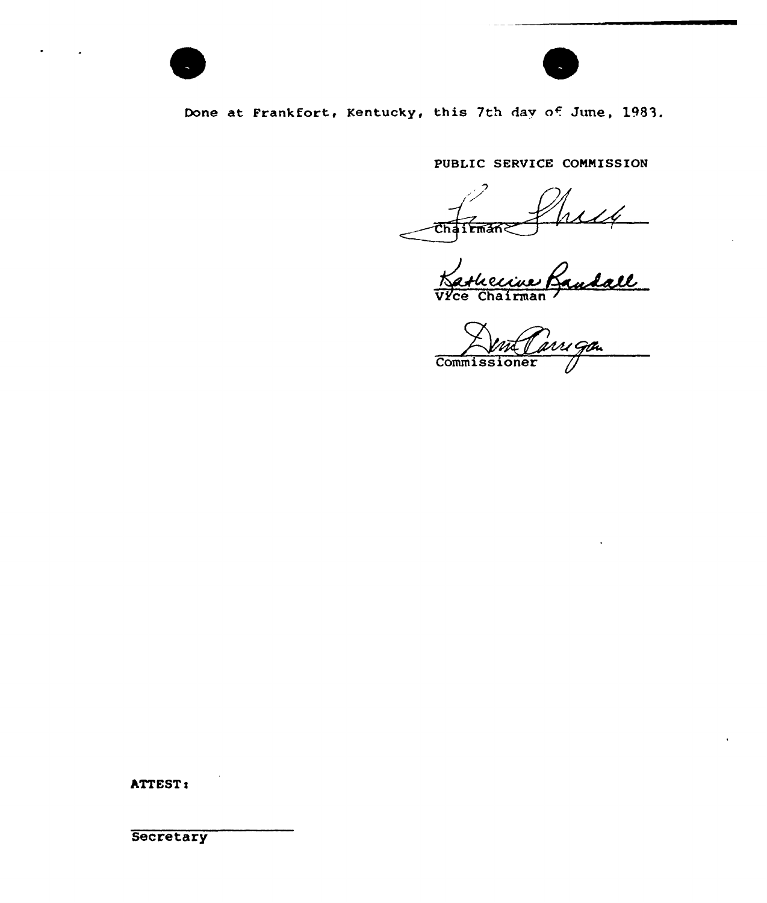Done at Frankfort, Kentucky, this 7th day of June, 1983.

PUBLIC SERVICE COMMISSION

Chairman

Vice Chairman

Commissioner

ATTEST:

Secretary